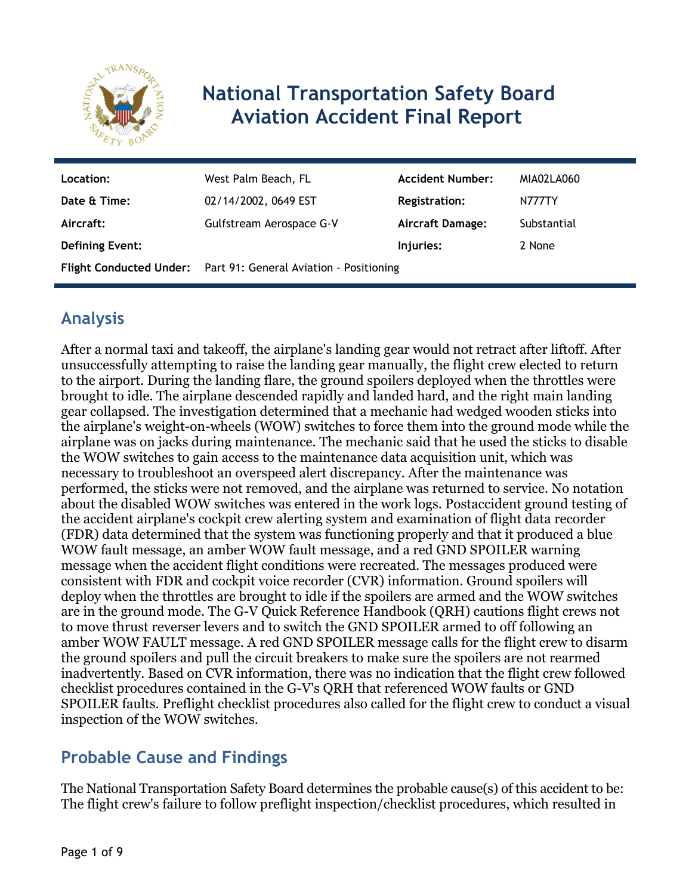# National Transportation Safety Board Aviation Accident Final Report

| Location: | West Palm Beach, FL | Accident Number: | MIA02LA060 |
| --- | --- | --- | --- |
| Date & Time: | 02/14/2002, 0649 EST | Registration: | N777TY |
| Aircraft: | Gulfstream Aerospace G-V | Aircraft Damage: | Substantial |
| Defining Event: | | Injuries: | 2 None |
| Flight Conducted Under: | Part 91: General Aviation - Positioning | | |

## Analysis

After a normal taxi and takeoff, the airplane's landing gear would not retract after liftoff. After unsuccessfully attempting to raise the landing gear manually, the flight crew elected to return to the airport. During the landing flare, the ground spoilers deployed when the throttles were brought to idle. The airplane descended rapidly and landed hard, and the right main landing gear collapsed. The investigation determined that a mechanic had wedged wooden sticks into the airplane's weight-on-wheels (WOW) switches to force them into the ground mode while the airplane was on jacks during maintenance. The mechanic said that he used the sticks to disable the WOW switches to gain access to the maintenance data acquisition unit, which was necessary to troubleshoot an overspeed alert discrepancy. After the maintenance was performed, the sticks were not removed, and the airplane was returned to service. No notation about the disabled WOW switches was entered in the work logs. Postaccident ground testing of the accident airplane's cockpit crew alerting system and examination of flight data recorder (FDR) data determined that the system was functioning properly and that it produced a blue WOW fault message, an amber WOW fault message, and a red GND SPOILER warning message when the accident flight conditions were recreated. The messages produced were consistent with FDR and cockpit voice recorder (CVR) information. Ground spoilers will deploy when the throttles are brought to idle if the spoilers are armed and the WOW switches are in the ground mode. The G-V Quick Reference Handbook (QRH) cautions flight crews not to move thrust reverser levers and to switch the GND SPOILER armed to off following an amber WOW FAULT message. A red GND SPOILER message calls for the flight crew to disarm the ground spoilers and pull the circuit breakers to make sure the spoilers are not rearmed inadvertently. Based on CVR information, there was no indication that the flight crew followed checklist procedures contained in the G-V's QRH that referenced WOW faults or GND SPOILER faults. Preflight checklist procedures also called for the flight crew to conduct a visual inspection of the WOW switches.

## Probable Cause and Findings

The National Transportation Safety Board determines the probable cause(s) of this accident to be:
The flight crew's failure to follow preflight inspection/checklist procedures, which resulted in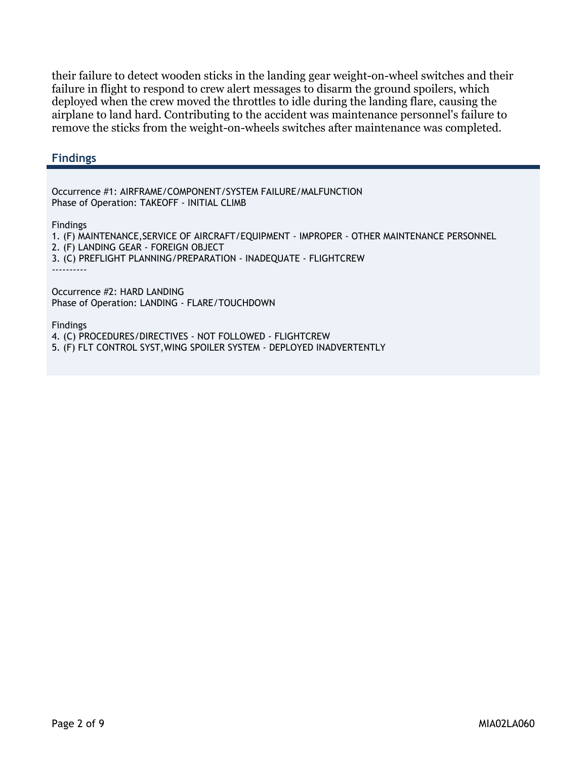their failure to detect wooden sticks in the landing gear weight-on-wheel switches and their failure in flight to respond to crew alert messages to disarm the ground spoilers, which deployed when the crew moved the throttles to idle during the landing flare, causing the airplane to land hard. Contributing to the accident was maintenance personnel's failure to remove the sticks from the weight-on-wheels switches after maintenance was completed.

## Findings

Occurrence #1: AIRFRAME/COMPONENT/SYSTEM FAILURE/MALFUNCTION
Phase of Operation: TAKEOFF - INITIAL CLIMB

Findings
1. (F) MAINTENANCE,SERVICE OF AIRCRAFT/EQUIPMENT - IMPROPER - OTHER MAINTENANCE PERSONNEL
2. (F) LANDING GEAR - FOREIGN OBJECT
3. (C) PREFLIGHT PLANNING/PREPARATION - INADEQUATE - FLIGHTCREW

----------

Occurrence #2: HARD LANDING
Phase of Operation: LANDING - FLARE/TOUCHDOWN

Findings
4. (C) PROCEDURES/DIRECTIVES - NOT FOLLOWED - FLIGHTCREW
5. (F) FLT CONTROL SYST,WING SPOILER SYSTEM - DEPLOYED INADVERTENTLY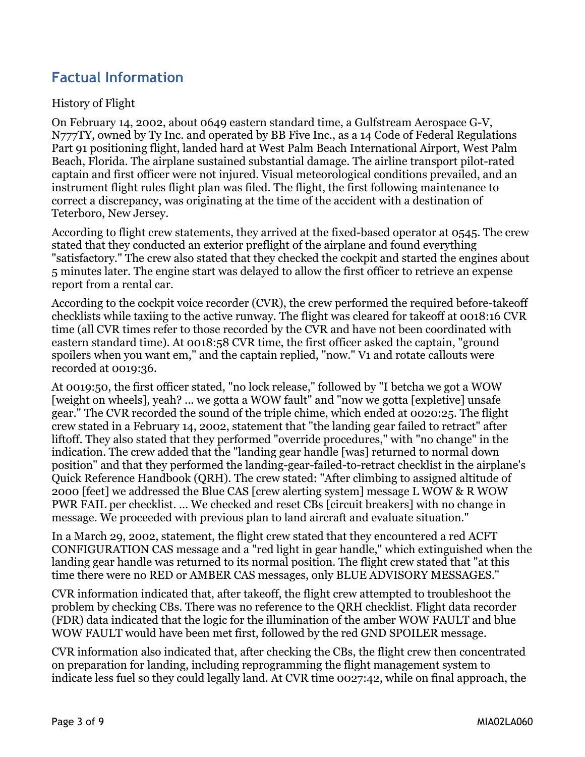## Factual Information

History of Flight

On February 14, 2002, about 0649 eastern standard time, a Gulfstream Aerospace G-V, N777TY, owned by Ty Inc. and operated by BB Five Inc., as a 14 Code of Federal Regulations Part 91 positioning flight, landed hard at West Palm Beach International Airport, West Palm Beach, Florida. The airplane sustained substantial damage. The airline transport pilot-rated captain and first officer were not injured. Visual meteorological conditions prevailed, and an instrument flight rules flight plan was filed. The flight, the first following maintenance to correct a discrepancy, was originating at the time of the accident with a destination of Teterboro, New Jersey.

According to flight crew statements, they arrived at the fixed-based operator at 0545. The crew stated that they conducted an exterior preflight of the airplane and found everything "satisfactory." The crew also stated that they checked the cockpit and started the engines about 5 minutes later. The engine start was delayed to allow the first officer to retrieve an expense report from a rental car.

According to the cockpit voice recorder (CVR), the crew performed the required before-takeoff checklists while taxiing to the active runway. The flight was cleared for takeoff at 0018:16 CVR time (all CVR times refer to those recorded by the CVR and have not been coordinated with eastern standard time). At 0018:58 CVR time, the first officer asked the captain, "ground spoilers when you want em," and the captain replied, "now." V1 and rotate callouts were recorded at 0019:36.

At 0019:50, the first officer stated, "no lock release," followed by "I betcha we got a WOW [weight on wheels], yeah? ... we gotta a WOW fault" and "now we gotta [expletive] unsafe gear." The CVR recorded the sound of the triple chime, which ended at 0020:25. The flight crew stated in a February 14, 2002, statement that "the landing gear failed to retract" after liftoff. They also stated that they performed "override procedures," with "no change" in the indication. The crew added that the "landing gear handle [was] returned to normal down position" and that they performed the landing-gear-failed-to-retract checklist in the airplane's Quick Reference Handbook (QRH). The crew stated: "After climbing to assigned altitude of 2000 [feet] we addressed the Blue CAS [crew alerting system] message L WOW & R WOW PWR FAIL per checklist. ... We checked and reset CBs [circuit breakers] with no change in message. We proceeded with previous plan to land aircraft and evaluate situation."

In a March 29, 2002, statement, the flight crew stated that they encountered a red ACFT CONFIGURATION CAS message and a "red light in gear handle," which extinguished when the landing gear handle was returned to its normal position. The flight crew stated that "at this time there were no RED or AMBER CAS messages, only BLUE ADVISORY MESSAGES."

CVR information indicated that, after takeoff, the flight crew attempted to troubleshoot the problem by checking CBs. There was no reference to the QRH checklist. Flight data recorder (FDR) data indicated that the logic for the illumination of the amber WOW FAULT and blue WOW FAULT would have been met first, followed by the red GND SPOILER message.

CVR information also indicated that, after checking the CBs, the flight crew then concentrated on preparation for landing, including reprogramming the flight management system to indicate less fuel so they could legally land. At CVR time 0027:42, while on final approach, the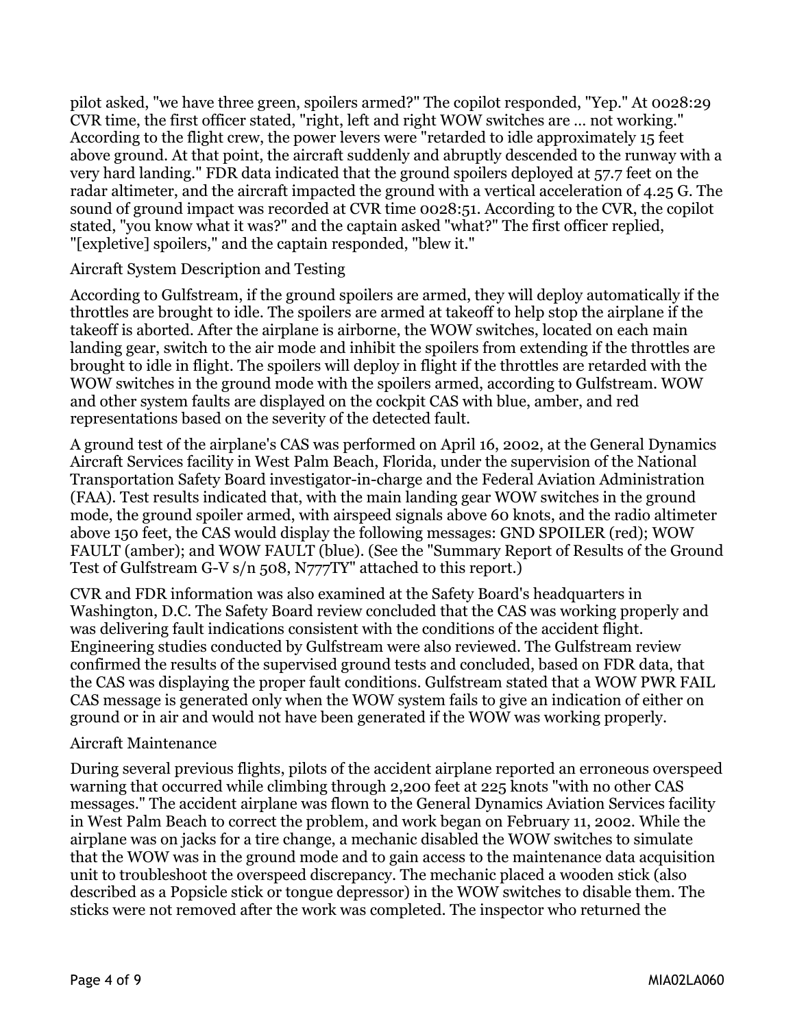pilot asked, "we have three green, spoilers armed?" The copilot responded, "Yep." At 0028:29 CVR time, the first officer stated, "right, left and right WOW switches are ... not working." According to the flight crew, the power levers were "retarded to idle approximately 15 feet above ground. At that point, the aircraft suddenly and abruptly descended to the runway with a very hard landing." FDR data indicated that the ground spoilers deployed at 57.7 feet on the radar altimeter, and the aircraft impacted the ground with a vertical acceleration of 4.25 G. The sound of ground impact was recorded at CVR time 0028:51. According to the CVR, the copilot stated, "you know what it was?" and the captain asked "what?" The first officer replied, "[expletive] spoilers," and the captain responded, "blew it."

Aircraft System Description and Testing

According to Gulfstream, if the ground spoilers are armed, they will deploy automatically if the throttles are brought to idle. The spoilers are armed at takeoff to help stop the airplane if the takeoff is aborted. After the airplane is airborne, the WOW switches, located on each main landing gear, switch to the air mode and inhibit the spoilers from extending if the throttles are brought to idle in flight. The spoilers will deploy in flight if the throttles are retarded with the WOW switches in the ground mode with the spoilers armed, according to Gulfstream. WOW and other system faults are displayed on the cockpit CAS with blue, amber, and red representations based on the severity of the detected fault.

A ground test of the airplane's CAS was performed on April 16, 2002, at the General Dynamics Aircraft Services facility in West Palm Beach, Florida, under the supervision of the National Transportation Safety Board investigator-in-charge and the Federal Aviation Administration (FAA). Test results indicated that, with the main landing gear WOW switches in the ground mode, the ground spoiler armed, with airspeed signals above 60 knots, and the radio altimeter above 150 feet, the CAS would display the following messages: GND SPOILER (red); WOW FAULT (amber); and WOW FAULT (blue). (See the "Summary Report of Results of the Ground Test of Gulfstream G-V s/n 508, N777TY" attached to this report.)

CVR and FDR information was also examined at the Safety Board's headquarters in Washington, D.C. The Safety Board review concluded that the CAS was working properly and was delivering fault indications consistent with the conditions of the accident flight. Engineering studies conducted by Gulfstream were also reviewed. The Gulfstream review confirmed the results of the supervised ground tests and concluded, based on FDR data, that the CAS was displaying the proper fault conditions. Gulfstream stated that a WOW PWR FAIL CAS message is generated only when the WOW system fails to give an indication of either on ground or in air and would not have been generated if the WOW was working properly.

Aircraft Maintenance

During several previous flights, pilots of the accident airplane reported an erroneous overspeed warning that occurred while climbing through 2,200 feet at 225 knots "with no other CAS messages." The accident airplane was flown to the General Dynamics Aviation Services facility in West Palm Beach to correct the problem, and work began on February 11, 2002. While the airplane was on jacks for a tire change, a mechanic disabled the WOW switches to simulate that the WOW was in the ground mode and to gain access to the maintenance data acquisition unit to troubleshoot the overspeed discrepancy. The mechanic placed a wooden stick (also described as a Popsicle stick or tongue depressor) in the WOW switches to disable them. The sticks were not removed after the work was completed. The inspector who returned the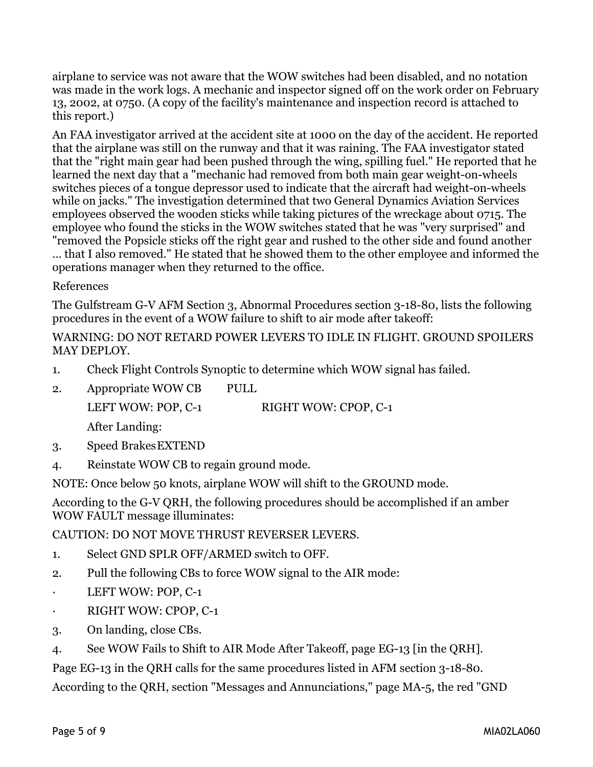airplane to service was not aware that the WOW switches had been disabled, and no notation was made in the work logs. A mechanic and inspector signed off on the work order on February 13, 2002, at 0750. (A copy of the facility's maintenance and inspection record is attached to this report.)

An FAA investigator arrived at the accident site at 1000 on the day of the accident. He reported that the airplane was still on the runway and that it was raining. The FAA investigator stated that the "right main gear had been pushed through the wing, spilling fuel." He reported that he learned the next day that a "mechanic had removed from both main gear weight-on-wheels switches pieces of a tongue depressor used to indicate that the aircraft had weight-on-wheels while on jacks." The investigation determined that two General Dynamics Aviation Services employees observed the wooden sticks while taking pictures of the wreckage about 0715. The employee who found the sticks in the WOW switches stated that he was "very surprised" and "removed the Popsicle sticks off the right gear and rushed to the other side and found another … that I also removed." He stated that he showed them to the other employee and informed the operations manager when they returned to the office.

References

The Gulfstream G-V AFM Section 3, Abnormal Procedures section 3-18-80, lists the following procedures in the event of a WOW failure to shift to air mode after takeoff:

WARNING: DO NOT RETARD POWER LEVERS TO IDLE IN FLIGHT. GROUND SPOILERS MAY DEPLOY.

1. Check Flight Controls Synoptic to determine which WOW signal has failed.
2. Appropriate WOW CB PULL

   LEFT WOW: POP, C-1 RIGHT WOW: CPOP, C-1

   After Landing:
3. Speed Brakes EXTEND
4. Reinstate WOW CB to regain ground mode.

NOTE: Once below 50 knots, airplane WOW will shift to the GROUND mode.

According to the G-V QRH, the following procedures should be accomplished if an amber WOW FAULT message illuminates:

CAUTION: DO NOT MOVE THRUST REVERSER LEVERS.

1. Select GND SPLR OFF/ARMED switch to OFF.
2. Pull the following CBs to force WOW signal to the AIR mode:
   - LEFT WOW: POP, C-1
   - RIGHT WOW: CPOP, C-1
3. On landing, close CBs.
4. See WOW Fails to Shift to AIR Mode After Takeoff, page EG-13 [in the QRH].

Page EG-13 in the QRH calls for the same procedures listed in AFM section 3-18-80.

According to the QRH, section "Messages and Annunciations," page MA-5, the red "GND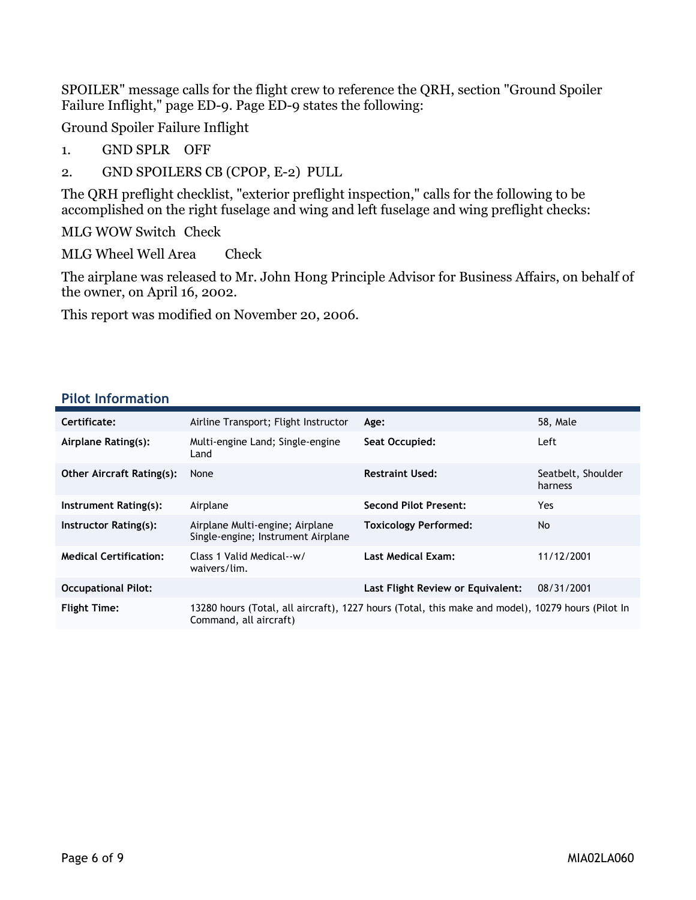SPOILER" message calls for the flight crew to reference the QRH, section "Ground Spoiler Failure Inflight," page ED-9. Page ED-9 states the following:

Ground Spoiler Failure Inflight

1. GND SPLR OFF
2. GND SPOILERS CB (CPOP, E-2) PULL

The QRH preflight checklist, "exterior preflight inspection," calls for the following to be accomplished on the right fuselage and wing and left fuselage and wing preflight checks:

MLG WOW Switch Check

MLG Wheel Well Area Check

The airplane was released to Mr. John Hong Principle Advisor for Business Affairs, on behalf of the owner, on April 16, 2002.

This report was modified on November 20, 2006.

## Pilot Information

| | | | |
|---|---|---|---|
| **Certificate:** | Airline Transport; Flight Instructor | **Age:** | 58, Male |
| **Airplane Rating(s):** | Multi-engine Land; Single-engine Land | **Seat Occupied:** | Left |
| **Other Aircraft Rating(s):** | None | **Restraint Used:** | Seatbelt, Shoulder harness |
| **Instrument Rating(s):** | Airplane | **Second Pilot Present:** | Yes |
| **Instructor Rating(s):** | Airplane Multi-engine; Airplane Single-engine; Instrument Airplane | **Toxicology Performed:** | No |
| **Medical Certification:** | Class 1 Valid Medical--w/ waivers/lim. | **Last Medical Exam:** | 11/12/2001 |
| **Occupational Pilot:** | | **Last Flight Review or Equivalent:** | 08/31/2001 |
| **Flight Time:** | 13280 hours (Total, all aircraft), 1227 hours (Total, this make and model), 10279 hours (Pilot In Command, all aircraft) | | |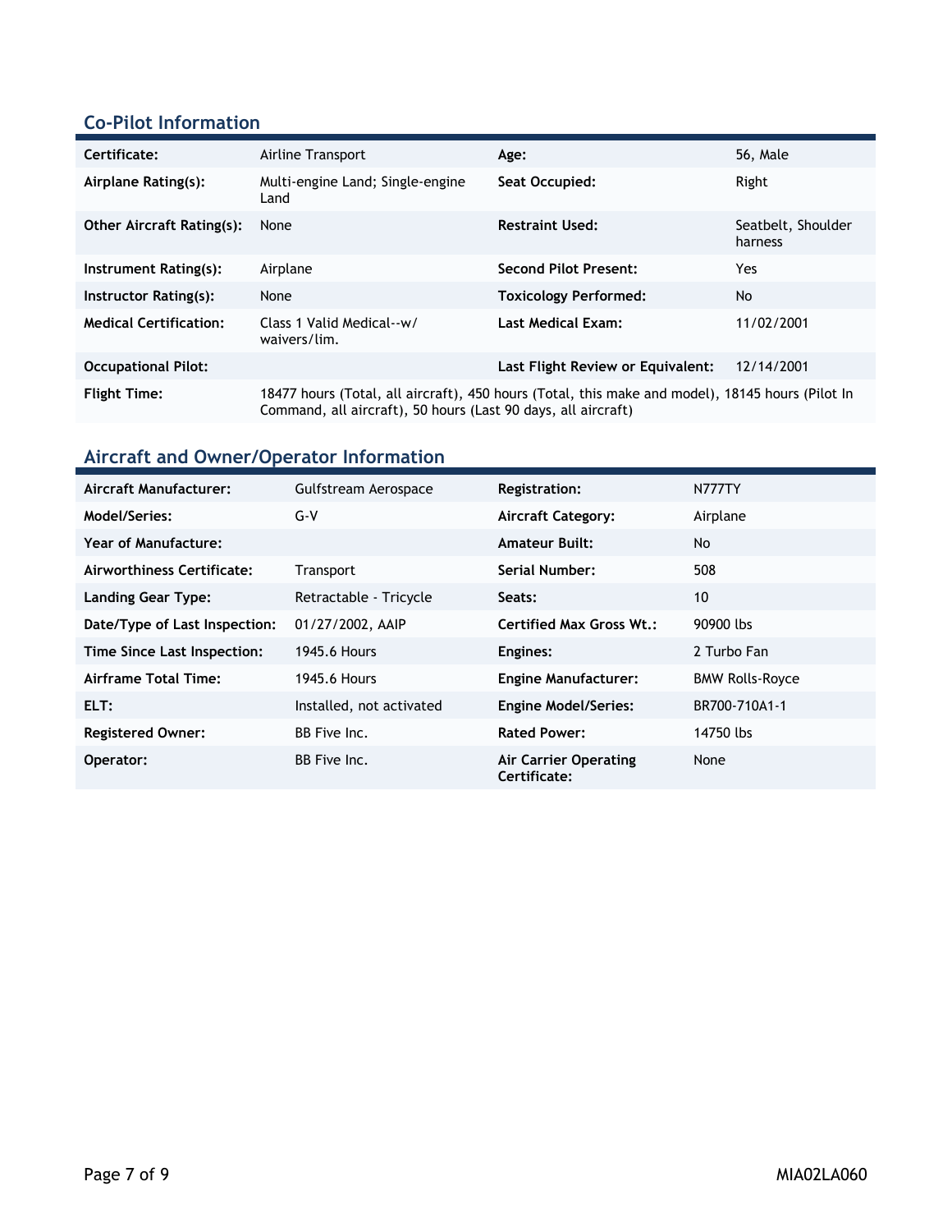## Co-Pilot Information

| | | | |
|---|---|---|---|
| **Certificate:** | Airline Transport | **Age:** | 56, Male |
| **Airplane Rating(s):** | Multi-engine Land; Single-engine Land | **Seat Occupied:** | Right |
| **Other Aircraft Rating(s):** | None | **Restraint Used:** | Seatbelt, Shoulder harness |
| **Instrument Rating(s):** | Airplane | **Second Pilot Present:** | Yes |
| **Instructor Rating(s):** | None | **Toxicology Performed:** | No |
| **Medical Certification:** | Class 1 Valid Medical--w/ waivers/lim. | **Last Medical Exam:** | 11/02/2001 |
| **Occupational Pilot:** | | **Last Flight Review or Equivalent:** | 12/14/2001 |
| **Flight Time:** | 18477 hours (Total, all aircraft), 450 hours (Total, this make and model), 18145 hours (Pilot In Command, all aircraft), 50 hours (Last 90 days, all aircraft) | | |

## Aircraft and Owner/Operator Information

| | | | |
|---|---|---|---|
| **Aircraft Manufacturer:** | Gulfstream Aerospace | **Registration:** | N777TY |
| **Model/Series:** | G-V | **Aircraft Category:** | Airplane |
| **Year of Manufacture:** | | **Amateur Built:** | No |
| **Airworthiness Certificate:** | Transport | **Serial Number:** | 508 |
| **Landing Gear Type:** | Retractable - Tricycle | **Seats:** | 10 |
| **Date/Type of Last Inspection:** | 01/27/2002, AAIP | **Certified Max Gross Wt.:** | 90900 lbs |
| **Time Since Last Inspection:** | 1945.6 Hours | **Engines:** | 2 Turbo Fan |
| **Airframe Total Time:** | 1945.6 Hours | **Engine Manufacturer:** | BMW Rolls-Royce |
| **ELT:** | Installed, not activated | **Engine Model/Series:** | BR700-710A1-1 |
| **Registered Owner:** | BB Five Inc. | **Rated Power:** | 14750 lbs |
| **Operator:** | BB Five Inc. | **Air Carrier Operating Certificate:** | None |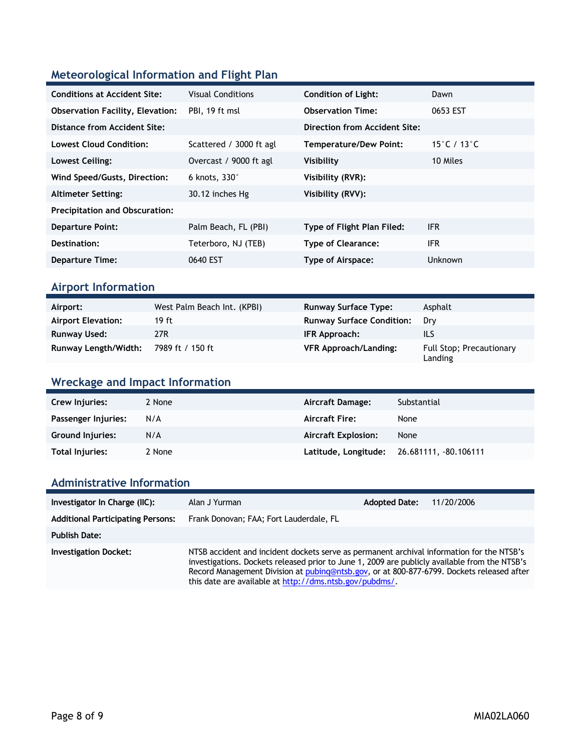## Meteorological Information and Flight Plan

| | | | |
|---|---|---|---|
| **Conditions at Accident Site:** | Visual Conditions | **Condition of Light:** | Dawn |
| **Observation Facility, Elevation:** | PBI, 19 ft msl | **Observation Time:** | 0653 EST |
| **Distance from Accident Site:** | | **Direction from Accident Site:** | |
| **Lowest Cloud Condition:** | Scattered / 3000 ft agl | **Temperature/Dew Point:** | 15°C / 13°C |
| **Lowest Ceiling:** | Overcast / 9000 ft agl | **Visibility** | 10 Miles |
| **Wind Speed/Gusts, Direction:** | 6 knots, 330° | **Visibility (RVR):** | |
| **Altimeter Setting:** | 30.12 inches Hg | **Visibility (RVV):** | |
| **Precipitation and Obscuration:** | | | |
| **Departure Point:** | Palm Beach, FL (PBI) | **Type of Flight Plan Filed:** | IFR |
| **Destination:** | Teterboro, NJ (TEB) | **Type of Clearance:** | IFR |
| **Departure Time:** | 0640 EST | **Type of Airspace:** | Unknown |

## Airport Information

| | | | |
|---|---|---|---|
| **Airport:** | West Palm Beach Int. (KPBI) | **Runway Surface Type:** | Asphalt |
| **Airport Elevation:** | 19 ft | **Runway Surface Condition:** | Dry |
| **Runway Used:** | 27R | **IFR Approach:** | ILS |
| **Runway Length/Width:** | 7989 ft / 150 ft | **VFR Approach/Landing:** | Full Stop; Precautionary Landing |

## Wreckage and Impact Information

| | | | |
|---|---|---|---|
| **Crew Injuries:** | 2 None | **Aircraft Damage:** | Substantial |
| **Passenger Injuries:** | N/A | **Aircraft Fire:** | None |
| **Ground Injuries:** | N/A | **Aircraft Explosion:** | None |
| **Total Injuries:** | 2 None | **Latitude, Longitude:** | 26.681111, -80.106111 |

## Administrative Information

| | | | |
|---|---|---|---|
| **Investigator In Charge (IIC):** | Alan J Yurman | **Adopted Date:** | 11/20/2006 |
| **Additional Participating Persons:** | Frank Donovan; FAA; Fort Lauderdale, FL | | |
| **Publish Date:** | | | |
| **Investigation Docket:** | NTSB accident and incident dockets serve as permanent archival information for the NTSB's investigations. Dockets released prior to June 1, 2009 are publicly available from the NTSB's Record Management Division at pubinq@ntsb.gov, or at 800-877-6799. Dockets released after this date are available at http://dms.ntsb.gov/pubdms/. | | |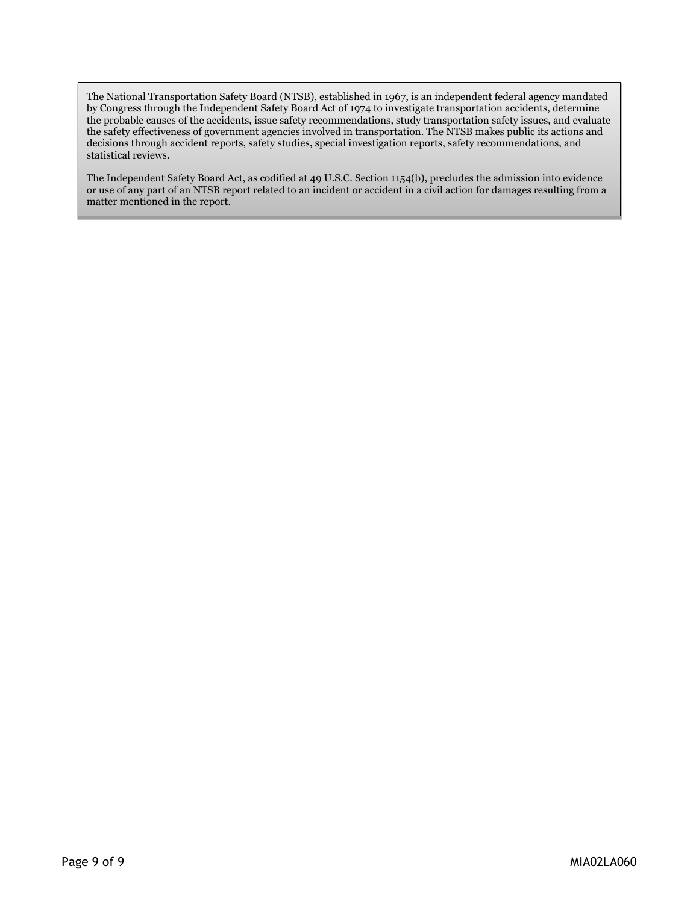The National Transportation Safety Board (NTSB), established in 1967, is an independent federal agency mandated by Congress through the Independent Safety Board Act of 1974 to investigate transportation accidents, determine the probable causes of the accidents, issue safety recommendations, study transportation safety issues, and evaluate the safety effectiveness of government agencies involved in transportation. The NTSB makes public its actions and decisions through accident reports, safety studies, special investigation reports, safety recommendations, and statistical reviews.

The Independent Safety Board Act, as codified at 49 U.S.C. Section 1154(b), precludes the admission into evidence or use of any part of an NTSB report related to an incident or accident in a civil action for damages resulting from a matter mentioned in the report.